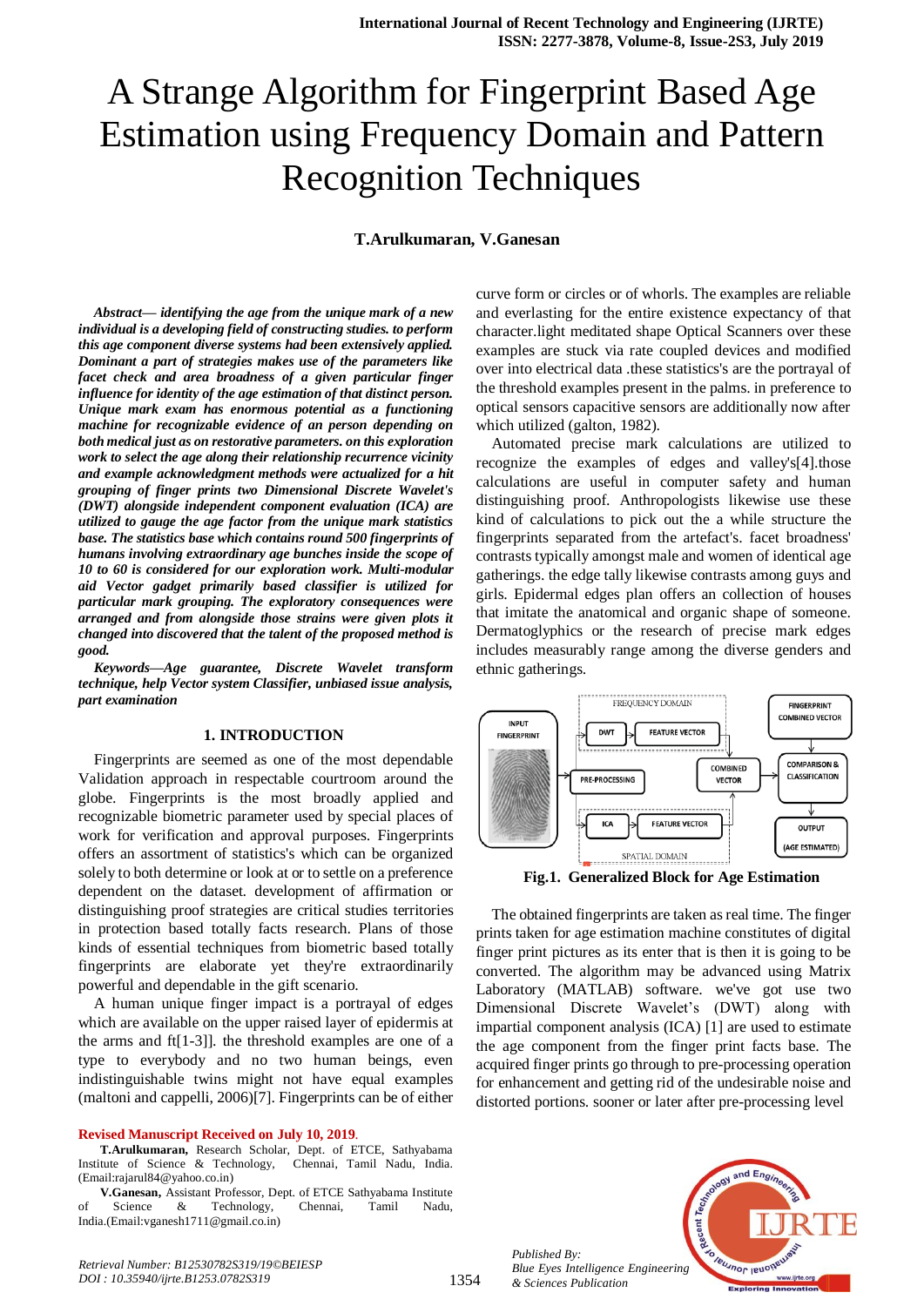# A Strange Algorithm for Fingerprint Based Age Estimation using Frequency Domain and Pattern Recognition Techniques

**T.Arulkumaran, V.Ganesan**

***Abstract— identifying the age from the unique mark of a new individual is a developing field of constructing studies. to perform this age component diverse systems had been extensively applied. Dominant a part of strategies makes use of the parameters like facet check and area broadness of a given particular finger influence for identity of the age estimation of that distinct person. Unique mark exam has enormous potential as a functioning machine for recognizable evidence of an person depending on both medical just as on restorative parameters. on this exploration work to select the age along their relationship recurrence vicinity and example acknowledgment methods were actualized for a hit grouping of finger prints two Dimensional Discrete Wavelet's (DWT) alongside independent component evaluation (ICA) are utilized to gauge the age factor from the unique mark statistics base. The statistics base which contains round 500 fingerprints of humans involving extraordinary age bunches inside the scope of 10 to 60 is considered for our exploration work. Multi-modular aid Vector gadget primarily based classifier is utilized for particular mark grouping. The exploratory consequences were arranged and from alongside those strains were given plots it changed into discovered that the talent of the proposed method is good.***

***Keywords—Age guarantee, Discrete Wavelet transform technique, help Vector system Classifier, unbiased issue analysis, part examination***

## 1. INTRODUCTION

Fingerprints are seemed as one of the most dependable Validation approach in respectable courtroom around the globe. Fingerprints is the most broadly applied and recognizable biometric parameter used by special places of work for verification and approval purposes. Fingerprints offers an assortment of statistics's which can be organized solely to both determine or look at or to settle on a preference dependent on the dataset. development of affirmation or distinguishing proof strategies are critical studies territories in protection based totally facts research. Plans of those kinds of essential techniques from biometric based totally fingerprints are elaborate yet they're extraordinarily powerful and dependable in the gift scenario.

A human unique finger impact is a portrayal of edges which are available on the upper raised layer of epidermis at the arms and ft[1-3]]. the threshold examples are one of a type to everybody and no two human beings, even indistinguishable twins might not have equal examples (maltoni and cappelli, 2006)[7]. Fingerprints can be of either curve form or circles or of whorls. The examples are reliable and everlasting for the entire existence expectancy of that character.light meditated shape Optical Scanners over these examples are stuck via rate coupled devices and modified over into electrical data .these statistics's are the portrayal of the threshold examples present in the palms. in preference to optical sensors capacitive sensors are additionally now after which utilized (galton, 1982).

Automated precise mark calculations are utilized to recognize the examples of edges and valley's[4].those calculations are useful in computer safety and human distinguishing proof. Anthropologists likewise use these kind of calculations to pick out the a while structure the fingerprints separated from the artefact's. facet broadness' contrasts typically amongst male and women of identical age gatherings. the edge tally likewise contrasts among guys and girls. Epidermal edges plan offers an collection of houses that imitate the anatomical and organic shape of someone. Dermatoglyphics or the research of precise mark edges includes measurably range among the diverse genders and ethnic gatherings.

**Fig.1. Generalized Block for Age Estimation**

The obtained fingerprints are taken as real time. The finger prints taken for age estimation machine constitutes of digital finger print pictures as its enter that is then it is going to be converted. The algorithm may be advanced using Matrix Laboratory (MATLAB) software. we've got use two Dimensional Discrete Wavelet's (DWT) along with impartial component analysis (ICA) [1] are used to estimate the age component from the finger print facts base. The acquired finger prints go through to pre-processing operation for enhancement and getting rid of the undesirable noise and distorted portions. sooner or later after pre-processing level

**Revised Manuscript Received on July 10, 2019.**

**T.Arulkumaran,** Research Scholar, Dept. of ETCE, Sathyabama Institute of Science & Technology, Chennai, Tamil Nadu, India. (Email:rajarul84@yahoo.co.in)

**V.Ganesan,** Assistant Professor, Dept. of ETCE Sathyabama Institute of Science & Technology, Chennai, Tamil Nadu, India.(Email:vganesh1711@gmail.co.in)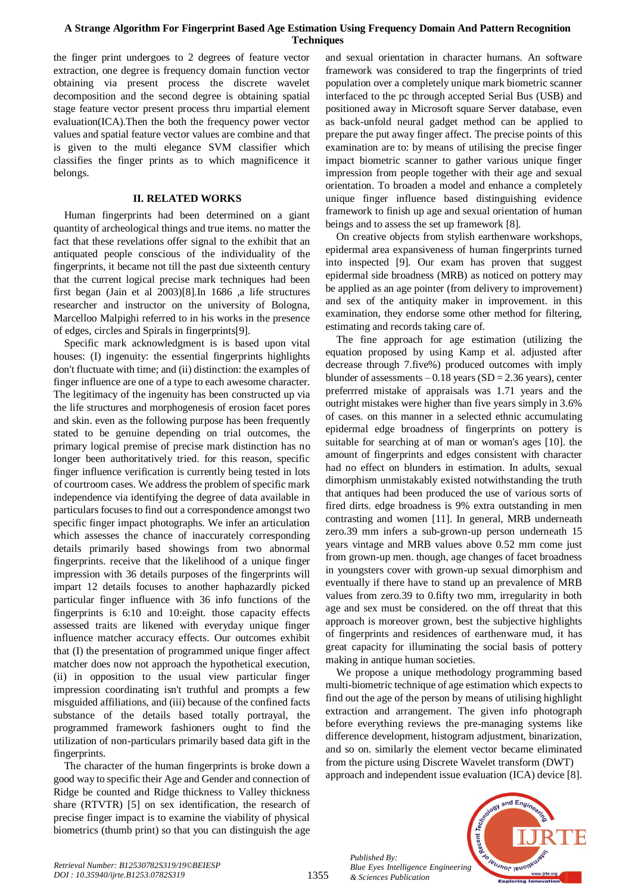the finger print undergoes to 2 degrees of feature vector extraction, one degree is frequency domain function vector obtaining via present process the discrete wavelet decomposition and the second degree is obtaining spatial stage feature vector present process thru impartial element evaluation(ICA).Then the both the frequency power vector values and spatial feature vector values are combine and that is given to the multi elegance SVM classifier which classifies the finger prints as to which magnificence it belongs.

## II. RELATED WORKS

Human fingerprints had been determined on a giant quantity of archeological things and true items. no matter the fact that these revelations offer signal to the exhibit that an antiquated people conscious of the individuality of the fingerprints, it became not till the past due sixteenth century that the current logical precise mark techniques had been first began (Jain et al 2003)[8].In 1686 ,a life structures researcher and instructor on the university of Bologna, Marcelloo Malpighi referred to in his works in the presence of edges, circles and Spirals in fingerprints[9].

Specific mark acknowledgment is is based upon vital houses: (I) ingenuity: the essential fingerprints highlights don't fluctuate with time; and (ii) distinction: the examples of finger influence are one of a type to each awesome character. The legitimacy of the ingenuity has been constructed up via the life structures and morphogenesis of erosion facet pores and skin. even as the following purpose has been frequently stated to be genuine depending on trial outcomes, the primary logical premise of precise mark distinction has no longer been authoritatively tried. for this reason, specific finger influence verification is currently being tested in lots of courtroom cases. We address the problem of specific mark independence via identifying the degree of data available in particulars focuses to find out a correspondence amongst two specific finger impact photographs. We infer an articulation which assesses the chance of inaccurately corresponding details primarily based showings from two abnormal fingerprints. receive that the likelihood of a unique finger impression with 36 details purposes of the fingerprints will impart 12 details focuses to another haphazardly picked particular finger influence with 36 info functions of the fingerprints is 6:10 and 10:eight. those capacity effects assessed traits are likened with everyday unique finger influence matcher accuracy effects. Our outcomes exhibit that (I) the presentation of programmed unique finger affect matcher does now not approach the hypothetical execution, (ii) in opposition to the usual view particular finger impression coordinating isn't truthful and prompts a few misguided affiliations, and (iii) because of the confined facts substance of the details based totally portrayal, the programmed framework fashioners ought to find the utilization of non-particulars primarily based data gift in the fingerprints.

The character of the human fingerprints is broke down a good way to specific their Age and Gender and connection of Ridge be counted and Ridge thickness to Valley thickness share (RTVTR) [5] on sex identification, the research of precise finger impact is to examine the viability of physical biometrics (thumb print) so that you can distinguish the age and sexual orientation in character humans. An software framework was considered to trap the fingerprints of tried population over a completely unique mark biometric scanner interfaced to the pc through accepted Serial Bus (USB) and positioned away in Microsoft square Server database, even as back-unfold neural gadget method can be applied to prepare the put away finger affect. The precise points of this examination are to: by means of utilising the precise finger impact biometric scanner to gather various unique finger impression from people together with their age and sexual orientation. To broaden a model and enhance a completely unique finger influence based distinguishing evidence framework to finish up age and sexual orientation of human beings and to assess the set up framework [8].

On creative objects from stylish earthenware workshops, epidermal area expansiveness of human fingerprints turned into inspected [9]. Our exam has proven that suggest epidermal side broadness (MRB) as noticed on pottery may be applied as an age pointer (from delivery to improvement) and sex of the antiquity maker in improvement. in this examination, they endorse some other method for filtering, estimating and records taking care of.

The fine approach for age estimation (utilizing the equation proposed by using Kamp et al. adjusted after decrease through 7.five%) produced outcomes with imply blunder of assessments – 0.18 years (SD = 2.36 years), center preferrred mistake of appraisals was 1.71 years and the outright mistakes were higher than five years simply in 3.6% of cases. on this manner in a selected ethnic accumulating epidermal edge broadness of fingerprints on pottery is suitable for searching at of man or woman's ages [10]. the amount of fingerprints and edges consistent with character had no effect on blunders in estimation. In adults, sexual dimorphism unmistakably existed notwithstanding the truth that antiques had been produced the use of various sorts of fired dirts. edge broadness is 9% extra outstanding in men contrasting and women [11]. In general, MRB underneath zero.39 mm infers a sub-grown-up person underneath 15 years vintage and MRB values above 0.52 mm come just from grown-up men. though, age changes of facet broadness in youngsters cover with grown-up sexual dimorphism and eventually if there have to stand up an prevalence of MRB values from zero.39 to 0.fifty two mm, irregularity in both age and sex must be considered. on the off threat that this approach is moreover grown, best the subjective highlights of fingerprints and residences of earthenware mud, it has great capacity for illuminating the social basis of pottery making in antique human societies.

We propose a unique methodology programming based multi-biometric technique of age estimation which expects to find out the age of the person by means of utilising highlight extraction and arrangement. The given info photograph before everything reviews the pre-managing systems like difference development, histogram adjustment, binarization, and so on. similarly the element vector became eliminated from the picture using Discrete Wavelet transform (DWT) approach and independent issue evaluation (ICA) device [8].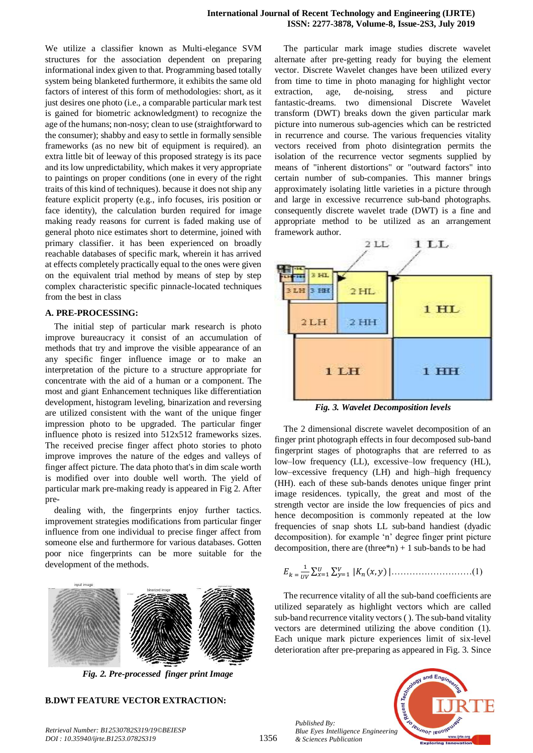We utilize a classifier known as Multi-elegance SVM structures for the association dependent on preparing informational index given to that. Programming based totally system being blanketed furthermore, it exhibits the same old factors of interest of this form of methodologies: short, as it just desires one photo (i.e., a comparable particular mark test is gained for biometric acknowledgment) to recognize the age of the humans; non-nosy; clean to use (straightforward to the consumer); shabby and easy to settle in formally sensible frameworks (as no new bit of equipment is required). an extra little bit of leeway of this proposed strategy is its pace and its low unpredictability, which makes it very appropriate to paintings on proper conditions (one in every of the right traits of this kind of techniques). because it does not ship any feature explicit property (e.g., info focuses, iris position or face identity), the calculation burden required for image making ready reasons for current is faded making use of general photo nice estimates short to determine, joined with primary classifier. it has been experienced on broadly reachable databases of specific mark, wherein it has arrived at effects completely practically equal to the ones were given on the equivalent trial method by means of step by step complex characteristic specific pinnacle-located techniques from the best in class

### A. PRE-PROCESSING:

The initial step of particular mark research is photo improve bureaucracy it consist of an accumulation of methods that try and improve the visible appearance of an any specific finger influence image or to make an interpretation of the picture to a structure appropriate for concentrate with the aid of a human or a component. The most and giant Enhancement techniques like differentiation development, histogram leveling, binarization and reversing are utilized consistent with the want of the unique finger impression photo to be upgraded. The particular finger influence photo is resized into 512x512 frameworks sizes. The received precise finger affect photo stories to photo improve improves the nature of the edges and valleys of finger affect picture. The data photo that's in dim scale worth is modified over into double well worth. The yield of particular mark pre-making ready is appeared in Fig 2. After pre-dealing with, the fingerprints enjoy further tactics. improvement strategies modifications from particular finger influence from one individual to precise finger affect from someone else and furthermore for various databases. Gotten poor nice fingerprints can be more suitable for the development of the methods.

*Fig. 2. Pre-processed finger print Image*

### B. DWT FEATURE VECTOR EXTRACTION:

The particular mark image studies discrete wavelet alternate after pre-getting ready for buying the element vector. Discrete Wavelet changes have been utilized every from time to time in photo managing for highlight vector extraction, age, de-noising, stress and picture fantastic-dreams. two dimensional Discrete Wavelet transform (DWT) breaks down the given particular mark picture into numerous sub-agencies which can be restricted in recurrence and course. The various frequencies vitality vectors received from photo disintegration permits the isolation of the recurrence vector segments supplied by means of "inherent distortions" or "outward factors" into certain number of sub-companies. This manner brings approximately isolating little varieties in a picture through and large in excessive recurrence sub-band photographs. consequently discrete wavelet trade (DWT) is a fine and appropriate method to be utilized as an arrangement framework author.

*Fig. 3. Wavelet Decomposition levels*

The 2 dimensional discrete wavelet decomposition of an finger print photograph effects in four decomposed sub-band fingerprint stages of photographs that are referred to as low–low frequency (LL), excessive–low frequency (HL), low–excessive frequency (LH) and high–high frequency (HH). each of these sub-bands denotes unique finger print image residences. typically, the great and most of the strength vector are inside the low frequencies of pics and hence decomposition is commonly repeated at the low frequencies of snap shots LL sub-band handiest (dyadic decomposition). for example 'n' degree finger print picture decomposition, there are (three*n) + 1 sub-bands to be had

$$E_k = \frac{1}{UV}\sum_{x=1}^{U}\sum_{y=1}^{V} |K_n(x,y)| \qquad (1)$$

The recurrence vitality of all the sub-band coefficients are utilized separately as highlight vectors which are called sub-band recurrence vitality vectors ( ). The sub-band vitality vectors are determined utilizing the above condition (1). Each unique mark picture experiences limit of six-level deterioration after pre-preparing as appeared in Fig. 3. Since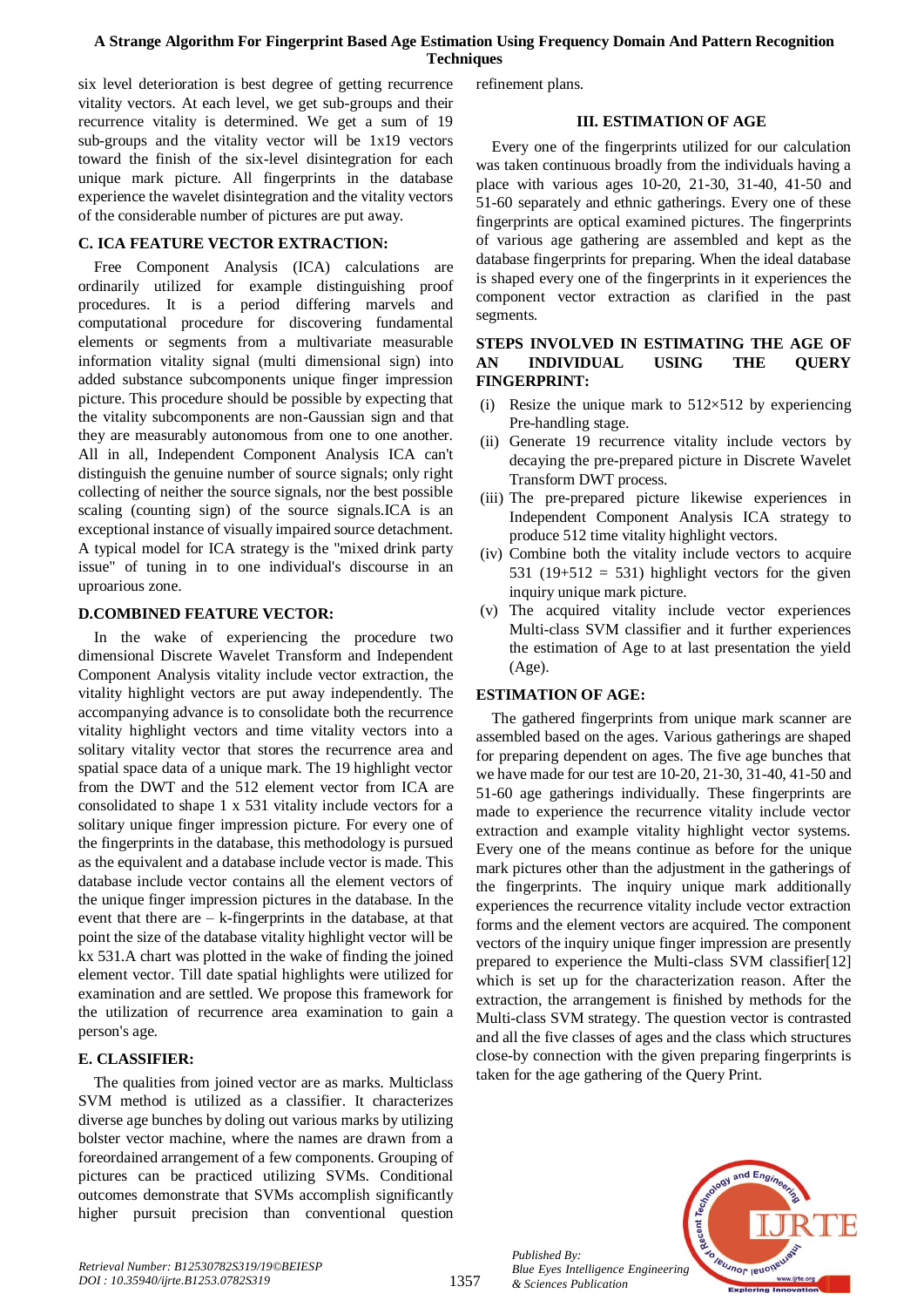six level deterioration is best degree of getting recurrence vitality vectors. At each level, we get sub-groups and their recurrence vitality is determined. We get a sum of 19 sub-groups and the vitality vector will be 1x19 vectors toward the finish of the six-level disintegration for each unique mark picture. All fingerprints in the database experience the wavelet disintegration and the vitality vectors of the considerable number of pictures are put away.

### C. ICA FEATURE VECTOR EXTRACTION:

Free Component Analysis (ICA) calculations are ordinarily utilized for example distinguishing proof procedures. It is a period differing marvels and computational procedure for discovering fundamental elements or segments from a multivariate measurable information vitality signal (multi dimensional sign) into added substance subcomponents unique finger impression picture. This procedure should be possible by expecting that the vitality subcomponents are non-Gaussian sign and that they are measurably autonomous from one to another. All in all, Independent Component Analysis ICA can't distinguish the genuine number of source signals; only right collecting of neither the source signals, nor the best possible scaling (counting sign) of the source signals.ICA is an exceptional instance of visually impaired source detachment. A typical model for ICA strategy is the "mixed drink party issue" of tuning in to one individual's discourse in an uproarious zone.

### D.COMBINED FEATURE VECTOR:

In the wake of experiencing the procedure two dimensional Discrete Wavelet Transform and Independent Component Analysis vitality include vector extraction, the vitality highlight vectors are put away independently. The accompanying advance is to consolidate both the recurrence vitality highlight vectors and time vitality vectors into a solitary vitality vector that stores the recurrence area and spatial space data of a unique mark. The 19 highlight vector from the DWT and the 512 element vector from ICA are consolidated to shape 1 x 531 vitality include vectors for a solitary unique finger impression picture. For every one of the fingerprints in the database, this methodology is pursued as the equivalent and a database include vector is made. This database include vector contains all the element vectors of the unique finger impression pictures in the database. In the event that there are – k-fingerprints in the database, at that point the size of the database vitality highlight vector will be kx 531.A chart was plotted in the wake of finding the joined element vector. Till date spatial highlights were utilized for examination and are settled. We propose this framework for the utilization of recurrence area examination to gain a person's age.

### E. CLASSIFIER:

The qualities from joined vector are as marks. Multiclass SVM method is utilized as a classifier. It characterizes diverse age bunches by doling out various marks by utilizing bolster vector machine, where the names are drawn from a foreordained arrangement of a few components. Grouping of pictures can be practiced utilizing SVMs. Conditional outcomes demonstrate that SVMs accomplish significantly higher pursuit precision than conventional question refinement plans.

## III. ESTIMATION OF AGE

Every one of the fingerprints utilized for our calculation was taken continuous broadly from the individuals having a place with various ages 10-20, 21-30, 31-40, 41-50 and 51-60 separately and ethnic gatherings. Every one of these fingerprints are optical examined pictures. The fingerprints of various age gathering are assembled and kept as the database fingerprints for preparing. When the ideal database is shaped every one of the fingerprints in it experiences the component vector extraction as clarified in the past segments.

### STEPS INVOLVED IN ESTIMATING THE AGE OF AN INDIVIDUAL USING THE QUERY FINGERPRINT:

(i) Resize the unique mark to 512×512 by experiencing Pre-handling stage.
(ii) Generate 19 recurrence vitality include vectors by decaying the pre-prepared picture in Discrete Wavelet Transform DWT process.
(iii) The pre-prepared picture likewise experiences in Independent Component Analysis ICA strategy to produce 512 time vitality highlight vectors.
(iv) Combine both the vitality include vectors to acquire 531 (19+512 = 531) highlight vectors for the given inquiry unique mark picture.
(v) The acquired vitality include vector experiences Multi-class SVM classifier and it further experiences the estimation of Age to at last presentation the yield (Age).

### ESTIMATION OF AGE:

The gathered fingerprints from unique mark scanner are assembled based on the ages. Various gatherings are shaped for preparing dependent on ages. The five age bunches that we have made for our test are 10-20, 21-30, 31-40, 41-50 and 51-60 age gatherings individually. These fingerprints are made to experience the recurrence vitality include vector extraction and example vitality highlight vector systems. Every one of the means continue as before for the unique mark pictures other than the adjustment in the gatherings of the fingerprints. The inquiry unique mark additionally experiences the recurrence vitality include vector extraction forms and the element vectors are acquired. The component vectors of the inquiry unique finger impression are presently prepared to experience the Multi-class SVM classifier[12] which is set up for the characterization reason. After the extraction, the arrangement is finished by methods for the Multi-class SVM strategy. The question vector is contrasted and all the five classes of ages and the class which structures close-by connection with the given preparing fingerprints is taken for the age gathering of the Query Print.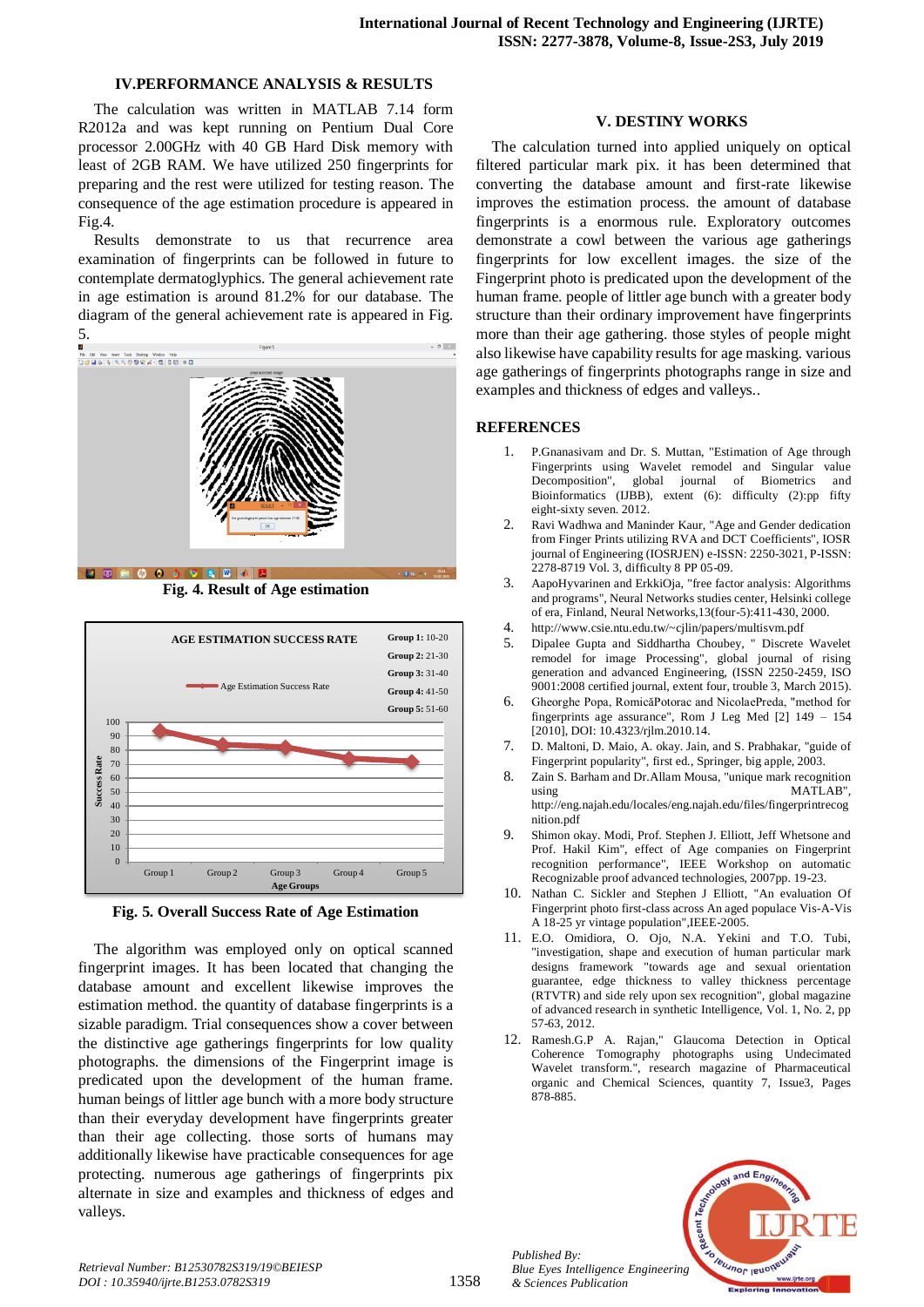## IV.PERFORMANCE ANALYSIS & RESULTS

The calculation was written in MATLAB 7.14 form R2012a and was kept running on Pentium Dual Core processor 2.00GHz with 40 GB Hard Disk memory with least of 2GB RAM. We have utilized 250 fingerprints for preparing and the rest were utilized for testing reason. The consequence of the age estimation procedure is appeared in Fig.4.

Results demonstrate to us that recurrence area examination of fingerprints can be followed in future to contemplate dermatoglyphics. The general achievement rate in age estimation is around 81.2% for our database. The diagram of the general achievement rate is appeared in Fig. 5.

Fig. 4. Result of Age estimation

AGE ESTIMATION SUCCESS RATE

Group 1: 10-20
Group 2: 21-30
Group 3: 31-40
Group 4: 41-50
Group 5: 51-60

Age Estimation Success Rate

Success Rate

100
90
80
70
60
50
40
30
20
10
0

Group 1 Group 2 Group 3 Group 4 Group 5

Age Groups

Fig. 5. Overall Success Rate of Age Estimation

The algorithm was employed only on optical scanned fingerprint images. It has been located that changing the database amount and excellent likewise improves the estimation method. the quantity of database fingerprints is a sizable paradigm. Trial consequences show a cover between the distinctive age gatherings fingerprints for low quality photographs. the dimensions of the Fingerprint image is predicated upon the development of the human frame. human beings of littler age bunch with a more body structure than their everyday development have fingerprints greater than their age collecting. those sorts of humans may additionally likewise have practicable consequences for age protecting. numerous age gatherings of fingerprints pix alternate in size and examples and thickness of edges and valleys.

## V. DESTINY WORKS

The calculation turned into applied uniquely on optical filtered particular mark pix. it has been determined that converting the database amount and first-rate likewise improves the estimation process. the amount of database fingerprints is a enormous rule. Exploratory outcomes demonstrate a cowl between the various age gatherings fingerprints for low excellent images. the size of the Fingerprint photo is predicated upon the development of the human frame. people of littler age bunch with a greater body structure than their ordinary improvement have fingerprints more than their age gathering. those styles of people might also likewise have capability results for age masking. various age gatherings of fingerprints photographs range in size and examples and thickness of edges and valleys..

## REFERENCES

1. P.Gnanasivam and Dr. S. Muttan, "Estimation of Age through Fingerprints using Wavelet remodel and Singular value Decomposition", global journal of Biometrics and Bioinformatics (IJBB), extent (6): difficulty (2):pp fifty eight-sixty seven. 2012.
2. Ravi Wadhwa and Maninder Kaur, "Age and Gender dedication from Finger Prints utilizing RVA and DCT Coefficients", IOSR journal of Engineering (IOSRJEN) e-ISSN: 2250-3021, P-ISSN: 2278-8719 Vol. 3, difficulty 8 PP 05-09.
3. AapoHyvarinen and ErkkiOja, "free factor analysis: Algorithms and programs", Neural Networks studies center, Helsinki college of era, Finland, Neural Networks,13(four-5):411-430, 2000.
4. http://www.csie.ntu.edu.tw/~cjlin/papers/multisvm.pdf
5. Dipalee Gupta and Siddhartha Choubey, " Discrete Wavelet remodel for image Processing", global journal of rising generation and advanced Engineering, (ISSN 2250-2459, ISO 9001:2008 certified journal, extent four, trouble 3, March 2015).
6. Gheorghe Popa, RomicăPotorac and NicolaePreda, "method for fingerprints age assurance", Rom J Leg Med [2] 149 – 154 [2010], DOI: 10.4323/rjlm.2010.14.
7. D. Maltoni, D. Maio, A. okay. Jain, and S. Prabhakar, "guide of Fingerprint popularity", first ed., Springer, big apple, 2003.
8. Zain S. Barham and Dr.Allam Mousa, "unique mark recognition using MATLAB", http://eng.najah.edu/locales/eng.najah.edu/files/fingerprintrecognition.pdf
9. Shimon okay. Modi, Prof. Stephen J. Elliott, Jeff Whetsone and Prof. Hakil Kim", effect of Age companies on Fingerprint recognition performance", IEEE Workshop on automatic Recognizable proof advanced technologies, 2007pp. 19-23.
10. Nathan C. Sickler and Stephen J Elliott, "An evaluation Of Fingerprint photo first-class across An aged populace Vis-A-Vis A 18-25 yr vintage population",IEEE-2005.
11. E.O. Omidiora, O. Ojo, N.A. Yekini and T.O. Tubi, "investigation, shape and execution of human particular mark designs framework "towards age and sexual orientation guarantee, edge thickness to valley thickness percentage (RTVTR) and side rely upon sex recognition", global magazine of advanced research in synthetic Intelligence, Vol. 1, No. 2, pp 57-63, 2012.
12. Ramesh.G.P A. Rajan," Glaucoma Detection in Optical Coherence Tomography photographs using Undecimated Wavelet transform.", research magazine of Pharmaceutical organic and Chemical Sciences, quantity 7, Issue3, Pages 878-885.